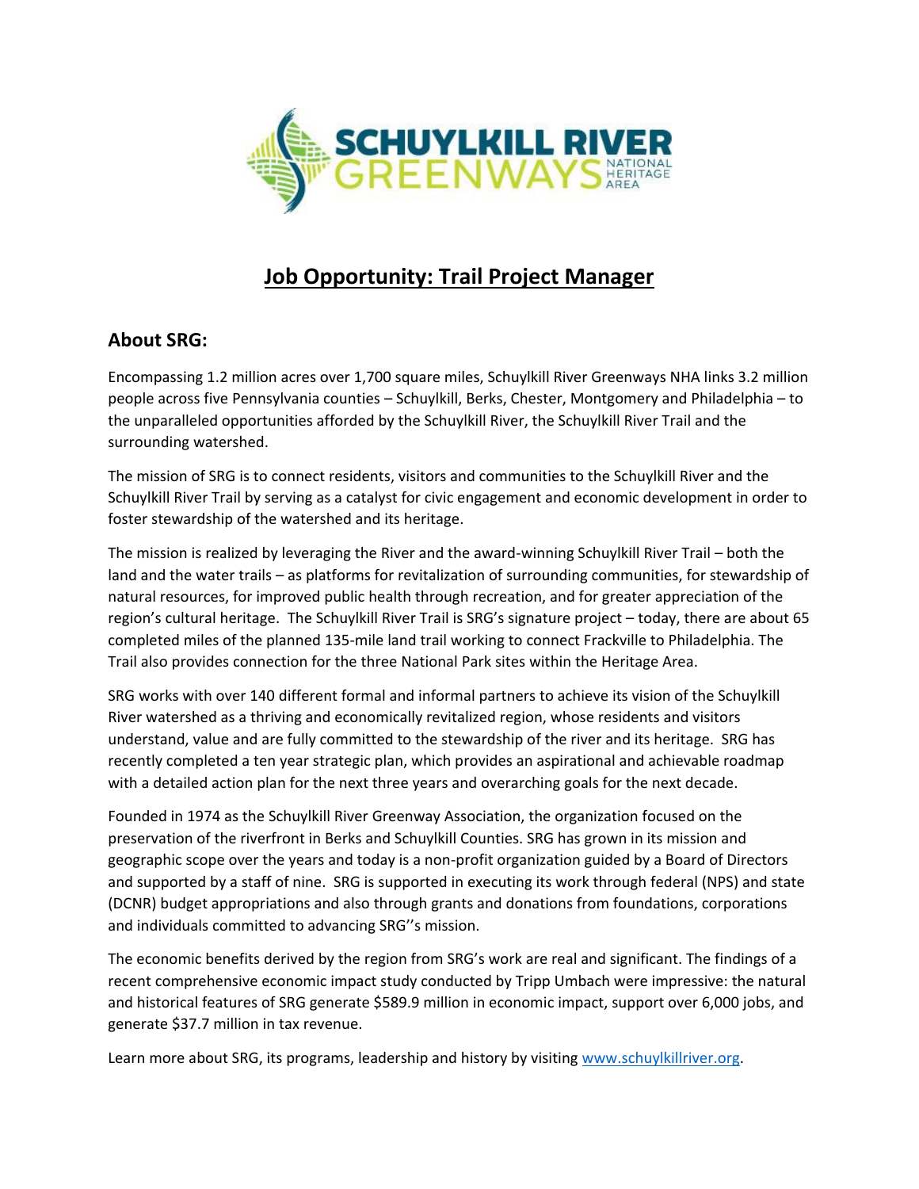# Job Opportunity: Trail Project Manager

## About SRG:

Encompassing 1.2 million acres over 1,700 square miles, Schuylkill River Greenways NHA links 3.2 million people across five Pennsylvania counties – Schuylkill, Berks, Chester, Montgomery and Philadelphia – to the unparalleled opportunities afforded by the Schuylkill River, the Schuylkill River Trail and the surrounding watershed.

The mission of SRG is to connect residents, visitors and communities to the Schuylkill River and the Schuylkill River Trail by serving as a catalyst for civic engagement and economic development in order to foster stewardship of the watershed and its heritage.

The mission is realized by leveraging the River and the award-winning Schuylkill River Trail – both the land and the water trails – as platforms for revitalization of surrounding communities, for stewardship of natural resources, for improved public health through recreation, and for greater appreciation of the region's cultural heritage. The Schuylkill River Trail is SRG's signature project – today, there are about 65 completed miles of the planned 135-mile land trail working to connect Frackville to Philadelphia. The Trail also provides connection for the three National Park sites within the Heritage Area.

SRG works with over 140 different formal and informal partners to achieve its vision of the Schuylkill River watershed as a thriving and economically revitalized region, whose residents and visitors understand, value and are fully committed to the stewardship of the river and its heritage. SRG has recently completed a ten year strategic plan, which provides an aspirational and achievable roadmap with a detailed action plan for the next three years and overarching goals for the next decade.

Founded in 1974 as the Schuylkill River Greenway Association, the organization focused on the preservation of the riverfront in Berks and Schuylkill Counties. SRG has grown in its mission and geographic scope over the years and today is a non-profit organization guided by a Board of Directors and supported by a staff of nine. SRG is supported in executing its work through federal (NPS) and state (DCNR) budget appropriations and also through grants and donations from foundations, corporations and individuals committed to advancing SRG''s mission.

The economic benefits derived by the region from SRG's work are real and significant. The findings of a recent comprehensive economic impact study conducted by Tripp Umbach were impressive: the natural and historical features of SRG generate $589.9 million in economic impact, support over 6,000 jobs, and generate $37.7 million in tax revenue.

Learn more about SRG, its programs, leadership and history by visiting [www.schuylkillriver.org](http://www.schuylkillriver.org).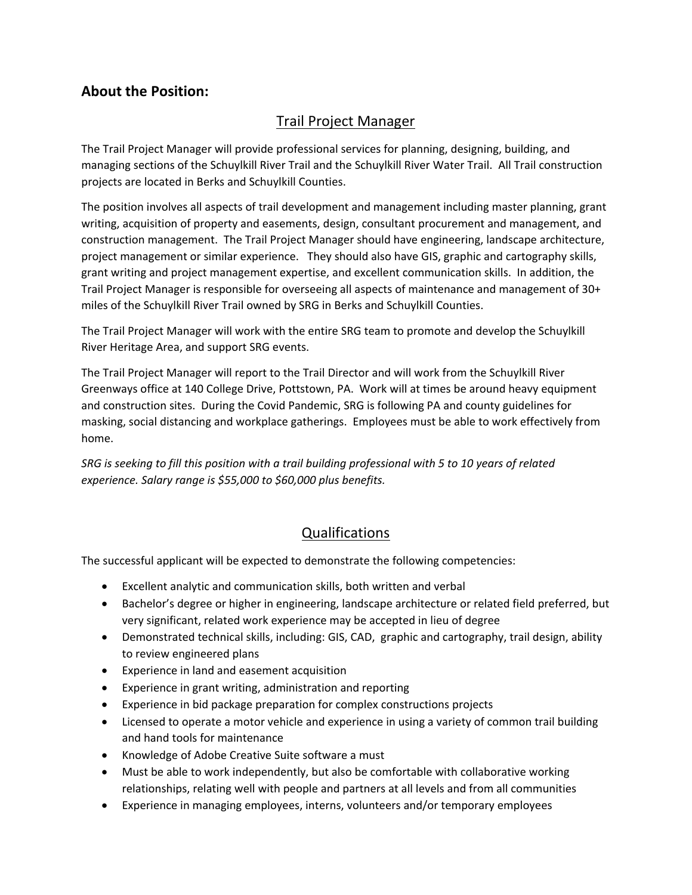## About the Position:

### Trail Project Manager

The Trail Project Manager will provide professional services for planning, designing, building, and managing sections of the Schuylkill River Trail and the Schuylkill River Water Trail. All Trail construction projects are located in Berks and Schuylkill Counties.

The position involves all aspects of trail development and management including master planning, grant writing, acquisition of property and easements, design, consultant procurement and management, and construction management. The Trail Project Manager should have engineering, landscape architecture, project management or similar experience. They should also have GIS, graphic and cartography skills, grant writing and project management expertise, and excellent communication skills. In addition, the Trail Project Manager is responsible for overseeing all aspects of maintenance and management of 30+ miles of the Schuylkill River Trail owned by SRG in Berks and Schuylkill Counties.

The Trail Project Manager will work with the entire SRG team to promote and develop the Schuylkill River Heritage Area, and support SRG events.

The Trail Project Manager will report to the Trail Director and will work from the Schuylkill River Greenways office at 140 College Drive, Pottstown, PA. Work will at times be around heavy equipment and construction sites. During the Covid Pandemic, SRG is following PA and county guidelines for masking, social distancing and workplace gatherings. Employees must be able to work effectively from home.

*SRG is seeking to fill this position with a trail building professional with 5 to 10 years of related experience. Salary range is $55,000 to $60,000 plus benefits.*

### Qualifications

The successful applicant will be expected to demonstrate the following competencies:

- Excellent analytic and communication skills, both written and verbal
- Bachelor's degree or higher in engineering, landscape architecture or related field preferred, but very significant, related work experience may be accepted in lieu of degree
- Demonstrated technical skills, including: GIS, CAD, graphic and cartography, trail design, ability to review engineered plans
- Experience in land and easement acquisition
- Experience in grant writing, administration and reporting
- Experience in bid package preparation for complex constructions projects
- Licensed to operate a motor vehicle and experience in using a variety of common trail building and hand tools for maintenance
- Knowledge of Adobe Creative Suite software a must
- Must be able to work independently, but also be comfortable with collaborative working relationships, relating well with people and partners at all levels and from all communities
- Experience in managing employees, interns, volunteers and/or temporary employees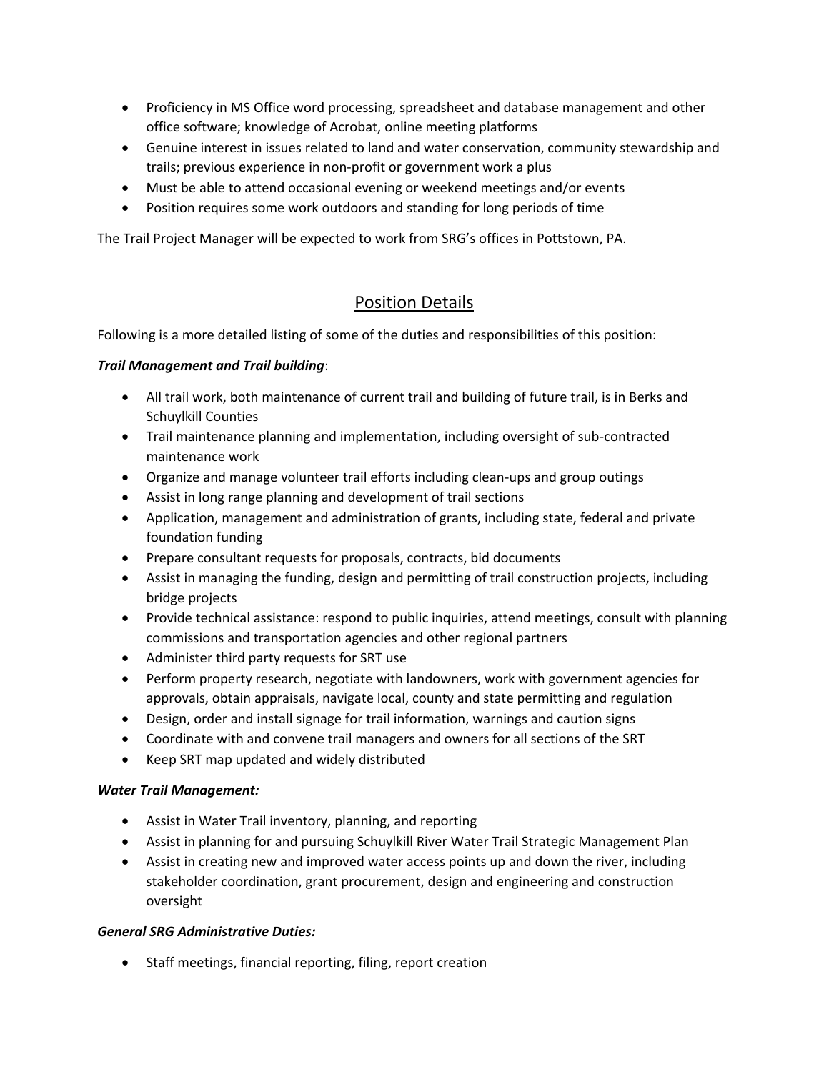- Proficiency in MS Office word processing, spreadsheet and database management and other office software; knowledge of Acrobat, online meeting platforms
- Genuine interest in issues related to land and water conservation, community stewardship and trails; previous experience in non-profit or government work a plus
- Must be able to attend occasional evening or weekend meetings and/or events
- Position requires some work outdoors and standing for long periods of time

The Trail Project Manager will be expected to work from SRG's offices in Pottstown, PA.

## Position Details

Following is a more detailed listing of some of the duties and responsibilities of this position:

***Trail Management and Trail building***:

- All trail work, both maintenance of current trail and building of future trail, is in Berks and Schuylkill Counties
- Trail maintenance planning and implementation, including oversight of sub-contracted maintenance work
- Organize and manage volunteer trail efforts including clean-ups and group outings
- Assist in long range planning and development of trail sections
- Application, management and administration of grants, including state, federal and private foundation funding
- Prepare consultant requests for proposals, contracts, bid documents
- Assist in managing the funding, design and permitting of trail construction projects, including bridge projects
- Provide technical assistance: respond to public inquiries, attend meetings, consult with planning commissions and transportation agencies and other regional partners
- Administer third party requests for SRT use
- Perform property research, negotiate with landowners, work with government agencies for approvals, obtain appraisals, navigate local, county and state permitting and regulation
- Design, order and install signage for trail information, warnings and caution signs
- Coordinate with and convene trail managers and owners for all sections of the SRT
- Keep SRT map updated and widely distributed

***Water Trail Management:***

- Assist in Water Trail inventory, planning, and reporting
- Assist in planning for and pursuing Schuylkill River Water Trail Strategic Management Plan
- Assist in creating new and improved water access points up and down the river, including stakeholder coordination, grant procurement, design and engineering and construction oversight

***General SRG Administrative Duties:***

- Staff meetings, financial reporting, filing, report creation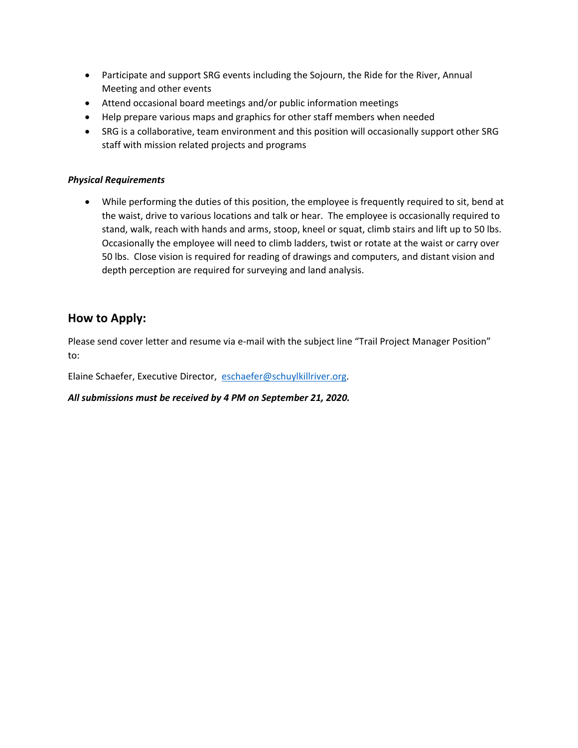- Participate and support SRG events including the Sojourn, the Ride for the River, Annual Meeting and other events
- Attend occasional board meetings and/or public information meetings
- Help prepare various maps and graphics for other staff members when needed
- SRG is a collaborative, team environment and this position will occasionally support other SRG staff with mission related projects and programs

***Physical Requirements***

- While performing the duties of this position, the employee is frequently required to sit, bend at the waist, drive to various locations and talk or hear. The employee is occasionally required to stand, walk, reach with hands and arms, stoop, kneel or squat, climb stairs and lift up to 50 lbs. Occasionally the employee will need to climb ladders, twist or rotate at the waist or carry over 50 lbs. Close vision is required for reading of drawings and computers, and distant vision and depth perception are required for surveying and land analysis.

## How to Apply:

Please send cover letter and resume via e-mail with the subject line "Trail Project Manager Position" to:

Elaine Schaefer, Executive Director, eschaefer@schuylkillriver.org.

***All submissions must be received by 4 PM on September 21, 2020.***